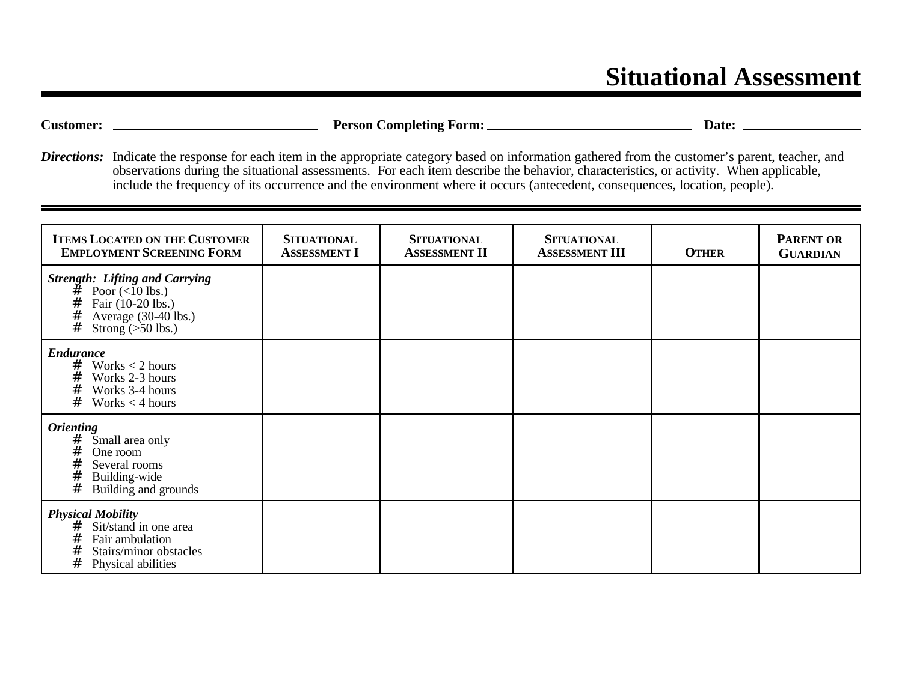# Situational Assessment

**Customer:** ______________________ **Person Completing Form:** ______________________ **Date:** ______________

***Directions:*** Indicate the response for each item in the appropriate category based on information gathered from the customer's parent, teacher, and observations during the situational assessments. For each item describe the behavior, characteristics, or activity. When applicable, include the frequency of its occurrence and the environment where it occurs (antecedent, consequences, location, people).

| ITEMS LOCATED ON THE CUSTOMER EMPLOYMENT SCREENING FORM | SITUATIONAL ASSESSMENT I | SITUATIONAL ASSESSMENT II | SITUATIONAL ASSESSMENT III | OTHER | PARENT OR GUARDIAN |
|---|---|---|---|---|---|
| ***Strength: Lifting and Carrying***<br># Poor (<10 lbs.)<br># Fair (10-20 lbs.)<br># Average (30-40 lbs.)<br># Strong (>50 lbs.) | | | | | |
| ***Endurance***<br># Works < 2 hours<br># Works 2-3 hours<br># Works 3-4 hours<br># Works < 4 hours | | | | | |
| ***Orienting***<br># Small area only<br># One room<br># Several rooms<br># Building-wide<br># Building and grounds | | | | | |
| ***Physical Mobility***<br># Sit/stand in one area<br># Fair ambulation<br># Stairs/minor obstacles<br># Physical abilities | | | | | |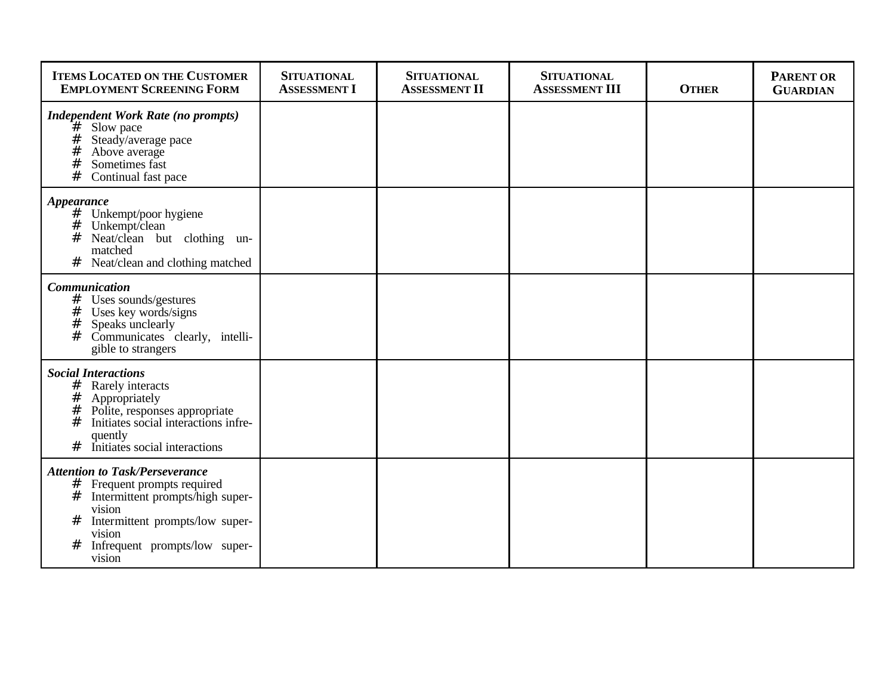| ITEMS LOCATED ON THE CUSTOMER EMPLOYMENT SCREENING FORM | SITUATIONAL ASSESSMENT I | SITUATIONAL ASSESSMENT II | SITUATIONAL ASSESSMENT III | OTHER | PARENT OR GUARDIAN |
|---|---|---|---|---|---|
| ***Independent Work Rate (no prompts)***<br># Slow pace<br># Steady/average pace<br># Above average<br># Sometimes fast<br># Continual fast pace | | | | | |
| ***Appearance***<br># Unkempt/poor hygiene<br># Unkempt/clean<br># Neat/clean but clothing unmatched<br># Neat/clean and clothing matched | | | | | |
| ***Communication***<br># Uses sounds/gestures<br># Uses key words/signs<br># Speaks unclearly<br># Communicates clearly, intelligible to strangers | | | | | |
| ***Social Interactions***<br># Rarely interacts<br># Appropriately<br># Polite, responses appropriate<br># Initiates social interactions infrequently<br># Initiates social interactions | | | | | |
| ***Attention to Task/Perseverance***<br># Frequent prompts required<br># Intermittent prompts/high supervision<br># Intermittent prompts/low supervision<br># Infrequent prompts/low supervision | | | | | |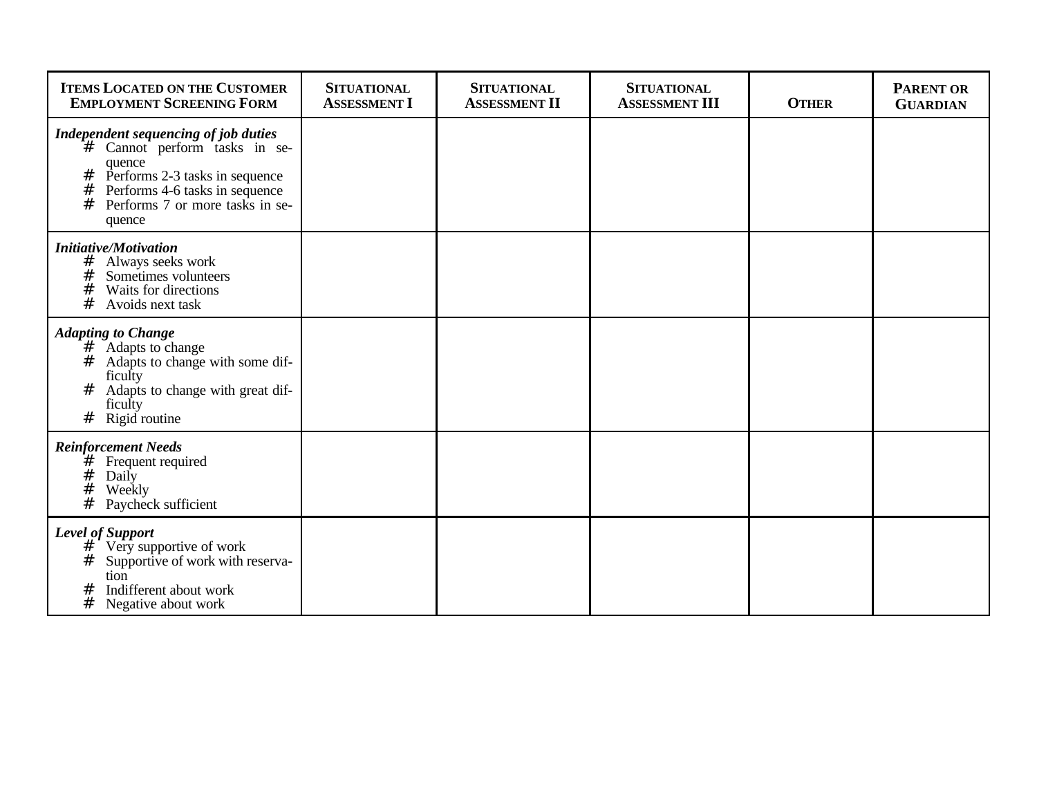| **Items Located on the Customer Employment Screening Form** | **Situational Assessment I** | **Situational Assessment II** | **Situational Assessment III** | **Other** | **Parent or Guardian** |
|---|---|---|---|---|---|
| ***Independent sequencing of job duties***<br># Cannot perform tasks in sequence<br># Performs 2-3 tasks in sequence<br># Performs 4-6 tasks in sequence<br># Performs 7 or more tasks in sequence | | | | | |
| ***Initiative/Motivation***<br># Always seeks work<br># Sometimes volunteers<br># Waits for directions<br># Avoids next task | | | | | |
| ***Adapting to Change***<br># Adapts to change<br># Adapts to change with some difficulty<br># Adapts to change with great difficulty<br># Rigid routine | | | | | |
| ***Reinforcement Needs***<br># Frequent required<br># Daily<br># Weekly<br># Paycheck sufficient | | | | | |
| ***Level of Support***<br># Very supportive of work<br># Supportive of work with reservation<br># Indifferent about work<br># Negative about work | | | | | |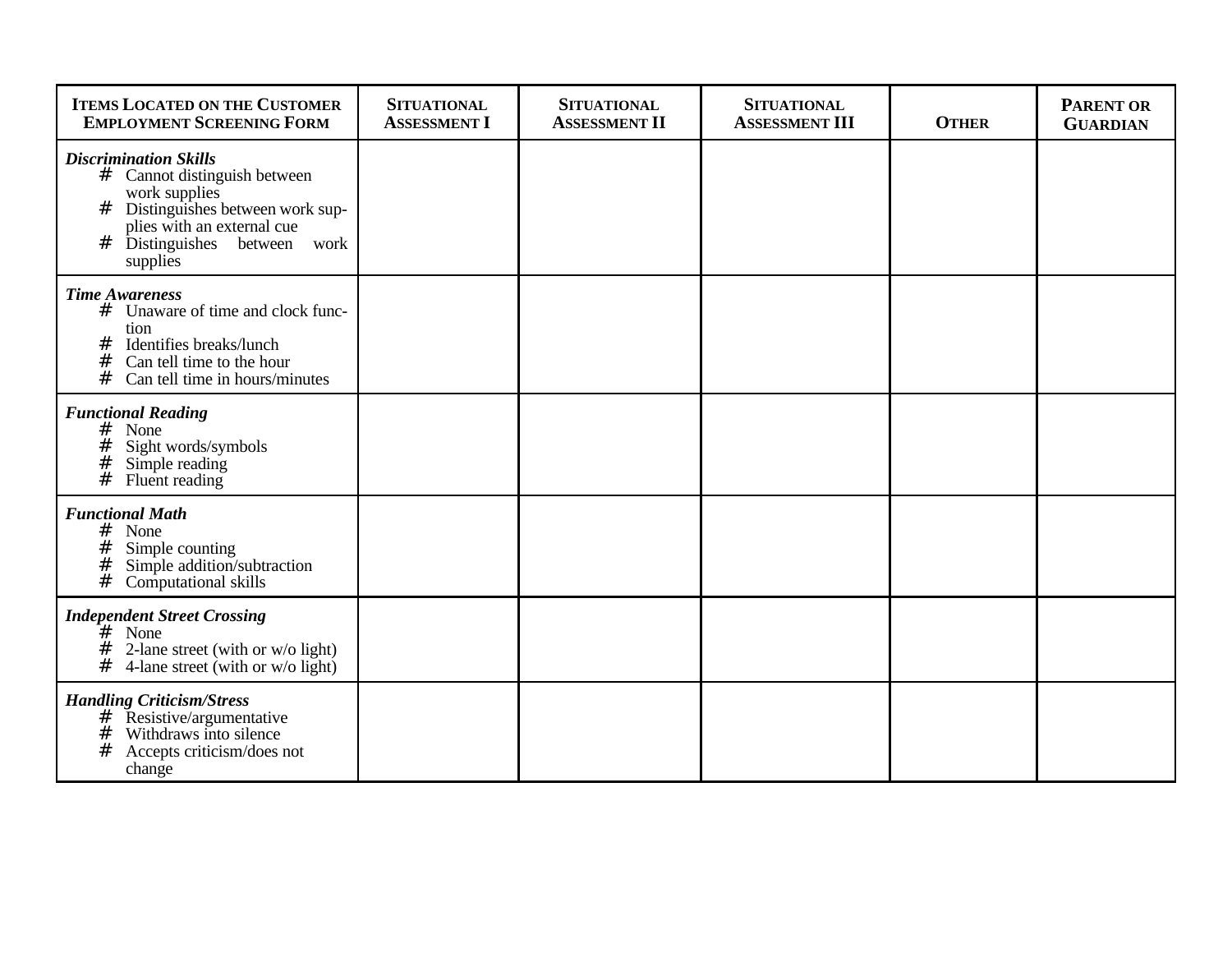| ITEMS LOCATED ON THE CUSTOMER EMPLOYMENT SCREENING FORM | SITUATIONAL ASSESSMENT I | SITUATIONAL ASSESSMENT II | SITUATIONAL ASSESSMENT III | OTHER | PARENT OR GUARDIAN |
|---|---|---|---|---|---|
| ***Discrimination Skills***<br># Cannot distinguish between work supplies<br># Distinguishes between work supplies with an external cue<br># Distinguishes between work supplies | | | | | |
| ***Time Awareness***<br># Unaware of time and clock function<br># Identifies breaks/lunch<br># Can tell time to the hour<br># Can tell time in hours/minutes | | | | | |
| ***Functional Reading***<br># None<br># Sight words/symbols<br># Simple reading<br># Fluent reading | | | | | |
| ***Functional Math***<br># None<br># Simple counting<br># Simple addition/subtraction<br># Computational skills | | | | | |
| ***Independent Street Crossing***<br># None<br># 2-lane street (with or w/o light)<br># 4-lane street (with or w/o light) | | | | | |
| ***Handling Criticism/Stress***<br># Resistive/argumentative<br># Withdraws into silence<br># Accepts criticism/does not change | | | | | |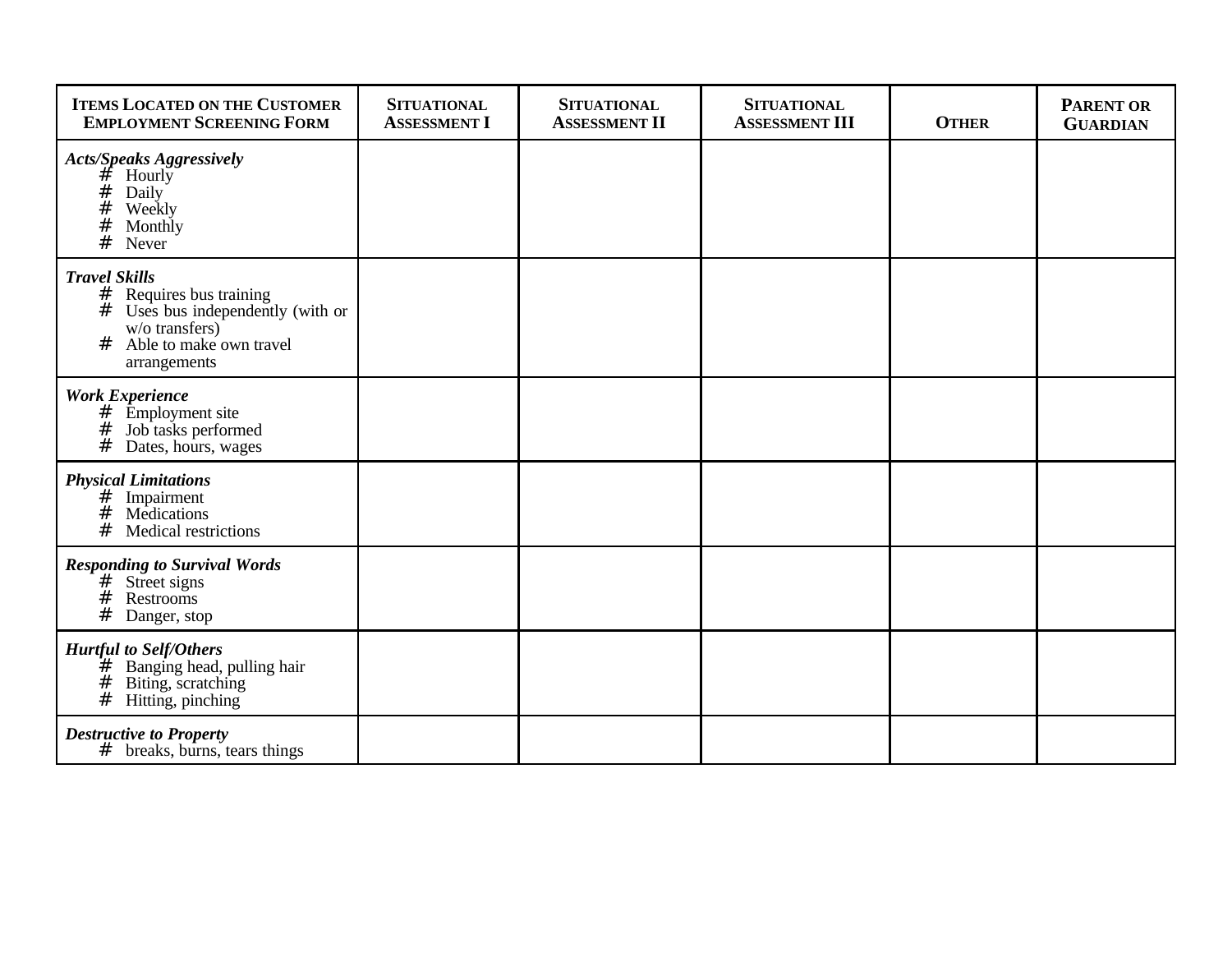| ITEMS LOCATED ON THE CUSTOMER EMPLOYMENT SCREENING FORM | SITUATIONAL ASSESSMENT I | SITUATIONAL ASSESSMENT II | SITUATIONAL ASSESSMENT III | OTHER | PARENT OR GUARDIAN |
|---|---|---|---|---|---|
| ***Acts/Speaks Aggressively***<br># Hourly<br># Daily<br># Weekly<br># Monthly<br># Never | | | | | |
| ***Travel Skills***<br># Requires bus training<br># Uses bus independently (with or w/o transfers)<br># Able to make own travel arrangements | | | | | |
| ***Work Experience***<br># Employment site<br># Job tasks performed<br># Dates, hours, wages | | | | | |
| ***Physical Limitations***<br># Impairment<br># Medications<br># Medical restrictions | | | | | |
| ***Responding to Survival Words***<br># Street signs<br># Restrooms<br># Danger, stop | | | | | |
| ***Hurtful to Self/Others***<br># Banging head, pulling hair<br># Biting, scratching<br># Hitting, pinching | | | | | |
| ***Destructive to Property***<br># breaks, burns, tears things | | | | | |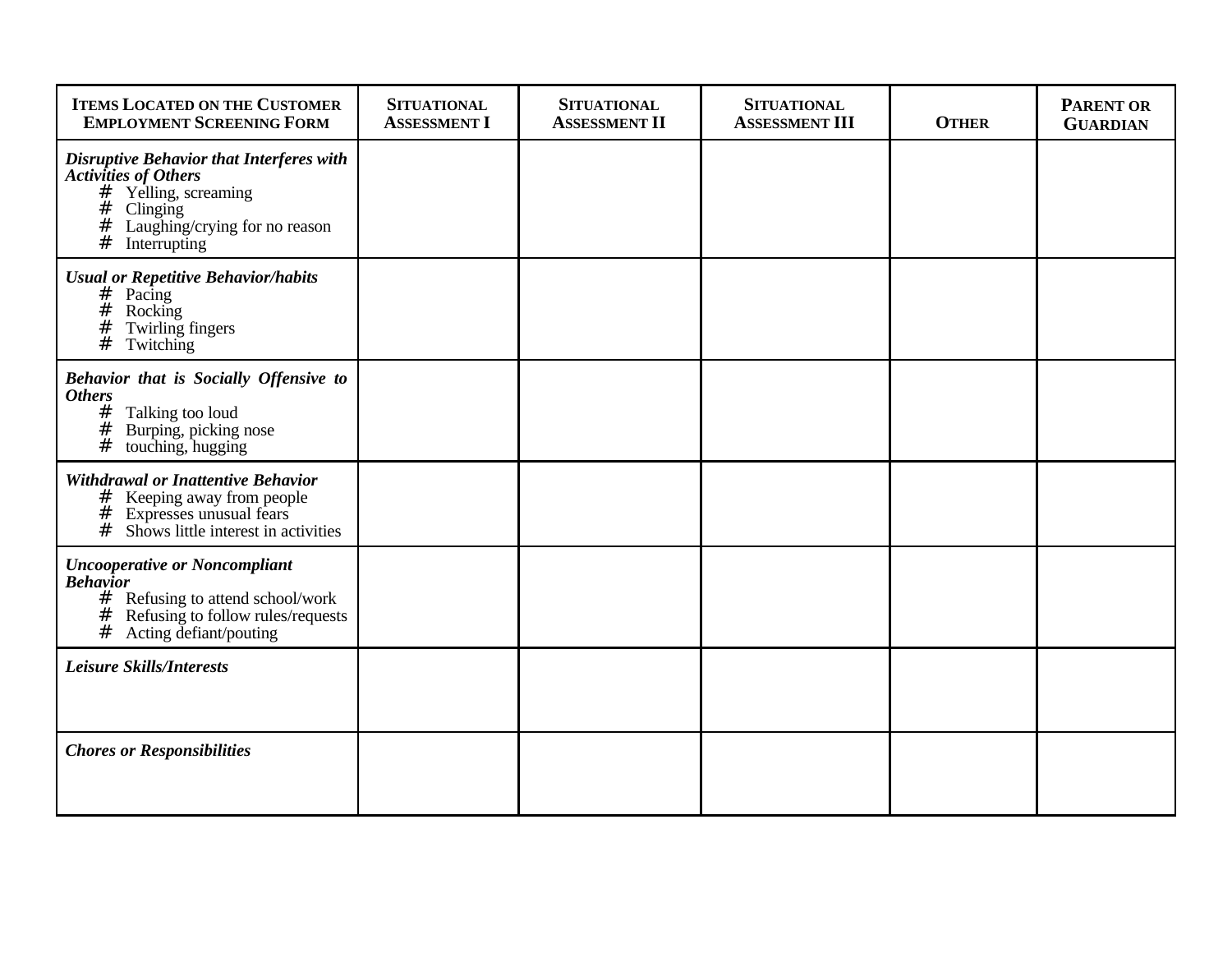| **ITEMS LOCATED ON THE CUSTOMER EMPLOYMENT SCREENING FORM** | **SITUATIONAL ASSESSMENT I** | **SITUATIONAL ASSESSMENT II** | **SITUATIONAL ASSESSMENT III** | **OTHER** | **PARENT OR GUARDIAN** |
|---|---|---|---|---|---|
| ***Disruptive Behavior that Interferes with Activities of Others***<br># Yelling, screaming<br># Clinging<br># Laughing/crying for no reason<br># Interrupting | | | | | |
| ***Usual or Repetitive Behavior/habits***<br># Pacing<br># Rocking<br># Twirling fingers<br># Twitching | | | | | |
| ***Behavior that is Socially Offensive to Others***<br># Talking too loud<br># Burping, picking nose<br># touching, hugging | | | | | |
| ***Withdrawal or Inattentive Behavior***<br># Keeping away from people<br># Expresses unusual fears<br># Shows little interest in activities | | | | | |
| ***Uncooperative or Noncompliant Behavior***<br># Refusing to attend school/work<br># Refusing to follow rules/requests<br># Acting defiant/pouting | | | | | |
| ***Leisure Skills/Interests*** | | | | | |
| ***Chores or Responsibilities*** | | | | | |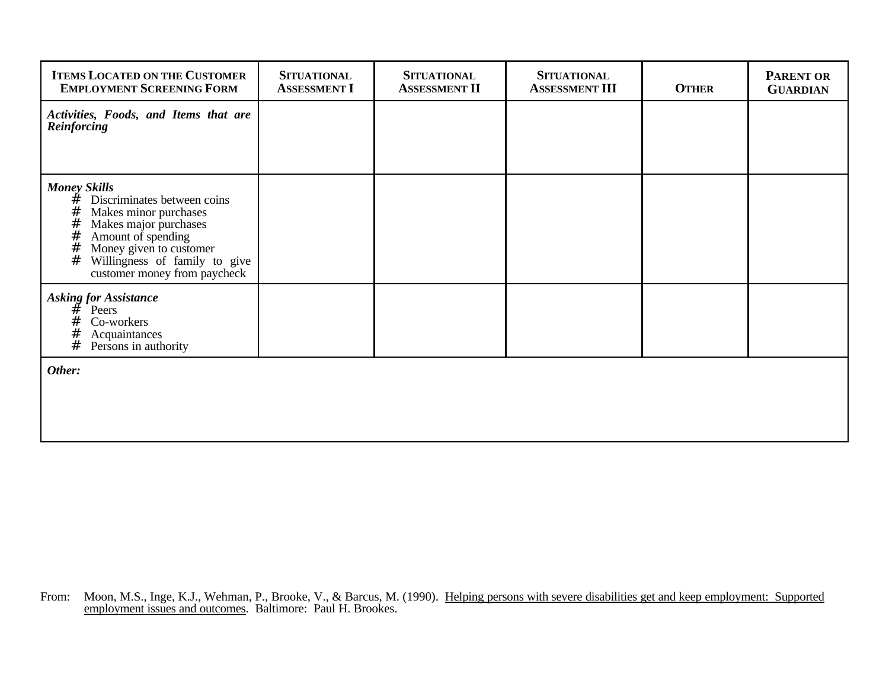| ITEMS LOCATED ON THE CUSTOMER EMPLOYMENT SCREENING FORM | SITUATIONAL ASSESSMENT I | SITUATIONAL ASSESSMENT II | SITUATIONAL ASSESSMENT III | OTHER | PARENT OR GUARDIAN |
|---|---|---|---|---|---|
| ***Activities, Foods, and Items that are Reinforcing*** | | | | | |
| ***Money Skills*** <br> # Discriminates between coins <br> # Makes minor purchases <br> # Makes major purchases <br> # Amount of spending <br> # Money given to customer <br> # Willingness of family to give customer money from paycheck | | | | | |
| ***Asking for Assistance*** <br> # Peers <br> # Co-workers <br> # Acquaintances <br> # Persons in authority | | | | | |
| ***Other:*** | | | | | |

From: Moon, M.S., Inge, K.J., Wehman, P., Brooke, V., & Barcus, M. (1990). Helping persons with severe disabilities get and keep employment: Supported employment issues and outcomes. Baltimore: Paul H. Brookes.